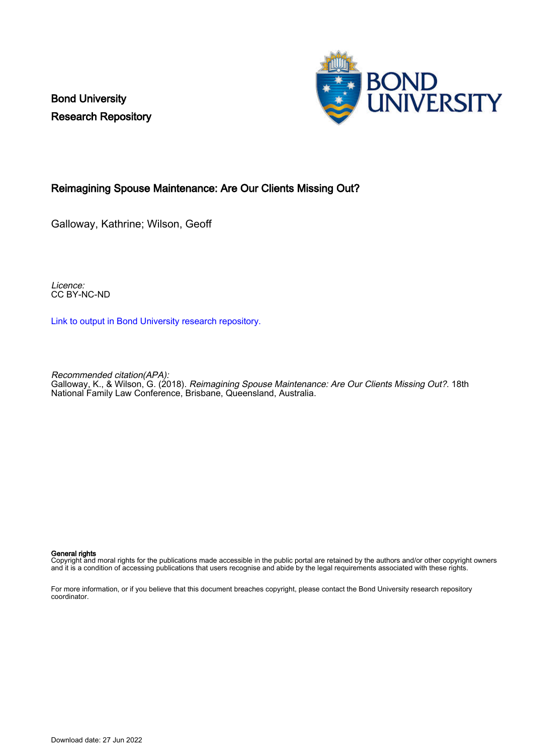Bond University
Research Repository

## Reimagining Spouse Maintenance: Are Our Clients Missing Out?

Galloway, Kathrine; Wilson, Geoff

*Licence:*
CC BY-NC-ND

Link to output in Bond University research repository.

*Recommended citation(APA):*
Galloway, K., & Wilson, G. (2018). *Reimagining Spouse Maintenance: Are Our Clients Missing Out?*. 18th National Family Law Conference, Brisbane, Queensland, Australia.

**General rights**
Copyright and moral rights for the publications made accessible in the public portal are retained by the authors and/or other copyright owners and it is a condition of accessing publications that users recognise and abide by the legal requirements associated with these rights.

For more information, or if you believe that this document breaches copyright, please contact the Bond University research repository coordinator.

Download date: 27 Jun 2022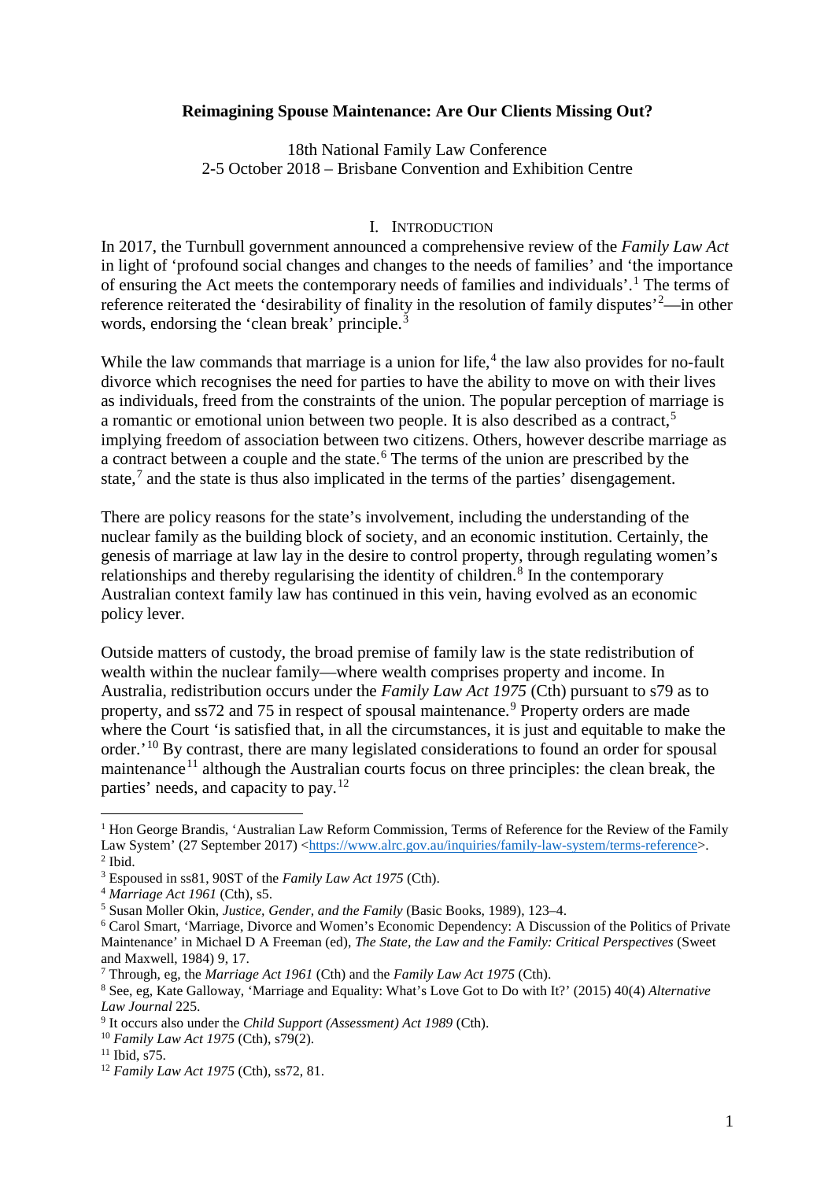**Reimagining Spouse Maintenance: Are Our Clients Missing Out?**

18th National Family Law Conference
2-5 October 2018 – Brisbane Convention and Exhibition Centre

## I. Introduction

In 2017, the Turnbull government announced a comprehensive review of the *Family Law Act* in light of 'profound social changes and changes to the needs of families' and 'the importance of ensuring the Act meets the contemporary needs of families and individuals'.[1] The terms of reference reiterated the 'desirability of finality in the resolution of family disputes'[2]—in other words, endorsing the 'clean break' principle.[3]

While the law commands that marriage is a union for life,[4] the law also provides for no-fault divorce which recognises the need for parties to have the ability to move on with their lives as individuals, freed from the constraints of the union. The popular perception of marriage is a romantic or emotional union between two people. It is also described as a contract,[5] implying freedom of association between two citizens. Others, however describe marriage as a contract between a couple and the state.[6] The terms of the union are prescribed by the state,[7] and the state is thus also implicated in the terms of the parties' disengagement.

There are policy reasons for the state's involvement, including the understanding of the nuclear family as the building block of society, and an economic institution. Certainly, the genesis of marriage at law lay in the desire to control property, through regulating women's relationships and thereby regularising the identity of children.[8] In the contemporary Australian context family law has continued in this vein, having evolved as an economic policy lever.

Outside matters of custody, the broad premise of family law is the state redistribution of wealth within the nuclear family—where wealth comprises property and income. In Australia, redistribution occurs under the *Family Law Act 1975* (Cth) pursuant to s79 as to property, and ss72 and 75 in respect of spousal maintenance.[9] Property orders are made where the Court 'is satisfied that, in all the circumstances, it is just and equitable to make the order.'[10] By contrast, there are many legislated considerations to found an order for spousal maintenance[11] although the Australian courts focus on three principles: the clean break, the parties' needs, and capacity to pay.[12]

---

[1] Hon George Brandis, 'Australian Law Reform Commission, Terms of Reference for the Review of the Family Law System' (27 September 2017) <https://www.alrc.gov.au/inquiries/family-law-system/terms-reference>.
[2] Ibid.
[3] Espoused in ss81, 90ST of the *Family Law Act 1975* (Cth).
[4] *Marriage Act 1961* (Cth), s5.
[5] Susan Moller Okin, *Justice, Gender, and the Family* (Basic Books, 1989), 123–4.
[6] Carol Smart, 'Marriage, Divorce and Women's Economic Dependency: A Discussion of the Politics of Private Maintenance' in Michael D A Freeman (ed), *The State, the Law and the Family: Critical Perspectives* (Sweet and Maxwell, 1984) 9, 17.
[7] Through, eg, the *Marriage Act 1961* (Cth) and the *Family Law Act 1975* (Cth).
[8] See, eg, Kate Galloway, 'Marriage and Equality: What's Love Got to Do with It?' (2015) 40(4) *Alternative Law Journal* 225.
[9] It occurs also under the *Child Support (Assessment) Act 1989* (Cth).
[10] *Family Law Act 1975* (Cth), s79(2).
[11] Ibid, s75.
[12] *Family Law Act 1975* (Cth), ss72, 81.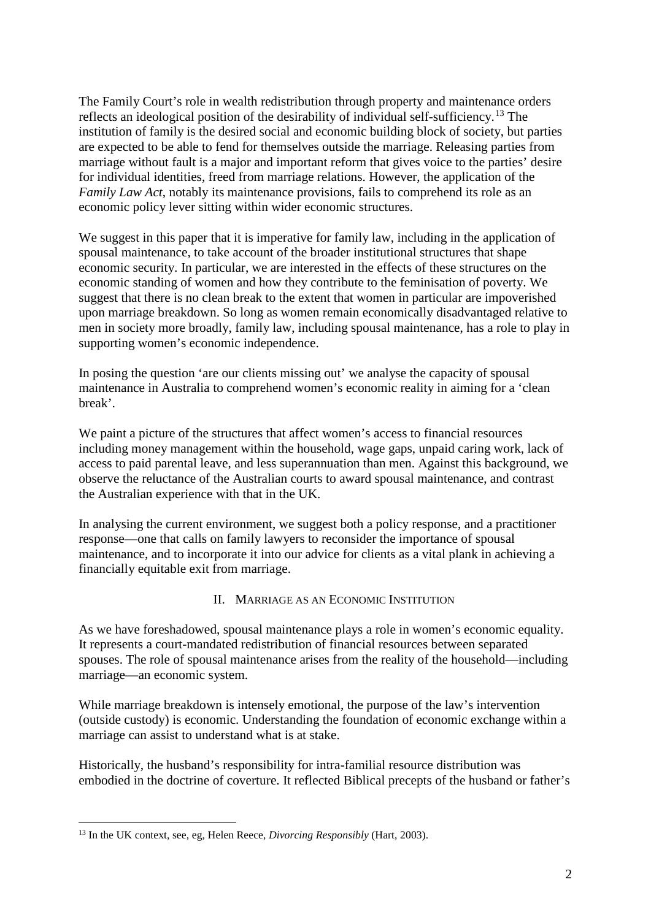The Family Court's role in wealth redistribution through property and maintenance orders reflects an ideological position of the desirability of individual self-sufficiency.[13] The institution of family is the desired social and economic building block of society, but parties are expected to be able to fend for themselves outside the marriage. Releasing parties from marriage without fault is a major and important reform that gives voice to the parties' desire for individual identities, freed from marriage relations. However, the application of the *Family Law Act*, notably its maintenance provisions, fails to comprehend its role as an economic policy lever sitting within wider economic structures.

We suggest in this paper that it is imperative for family law, including in the application of spousal maintenance, to take account of the broader institutional structures that shape economic security. In particular, we are interested in the effects of these structures on the economic standing of women and how they contribute to the feminisation of poverty. We suggest that there is no clean break to the extent that women in particular are impoverished upon marriage breakdown. So long as women remain economically disadvantaged relative to men in society more broadly, family law, including spousal maintenance, has a role to play in supporting women's economic independence.

In posing the question 'are our clients missing out' we analyse the capacity of spousal maintenance in Australia to comprehend women's economic reality in aiming for a 'clean break'.

We paint a picture of the structures that affect women's access to financial resources including money management within the household, wage gaps, unpaid caring work, lack of access to paid parental leave, and less superannuation than men. Against this background, we observe the reluctance of the Australian courts to award spousal maintenance, and contrast the Australian experience with that in the UK.

In analysing the current environment, we suggest both a policy response, and a practitioner response—one that calls on family lawyers to reconsider the importance of spousal maintenance, and to incorporate it into our advice for clients as a vital plank in achieving a financially equitable exit from marriage.

## II. Marriage as an Economic Institution

As we have foreshadowed, spousal maintenance plays a role in women's economic equality. It represents a court-mandated redistribution of financial resources between separated spouses. The role of spousal maintenance arises from the reality of the household—including marriage—an economic system.

While marriage breakdown is intensely emotional, the purpose of the law's intervention (outside custody) is economic. Understanding the foundation of economic exchange within a marriage can assist to understand what is at stake.

Historically, the husband's responsibility for intra-familial resource distribution was embodied in the doctrine of coverture. It reflected Biblical precepts of the husband or father's

[13] In the UK context, see, eg, Helen Reece, *Divorcing Responsibly* (Hart, 2003).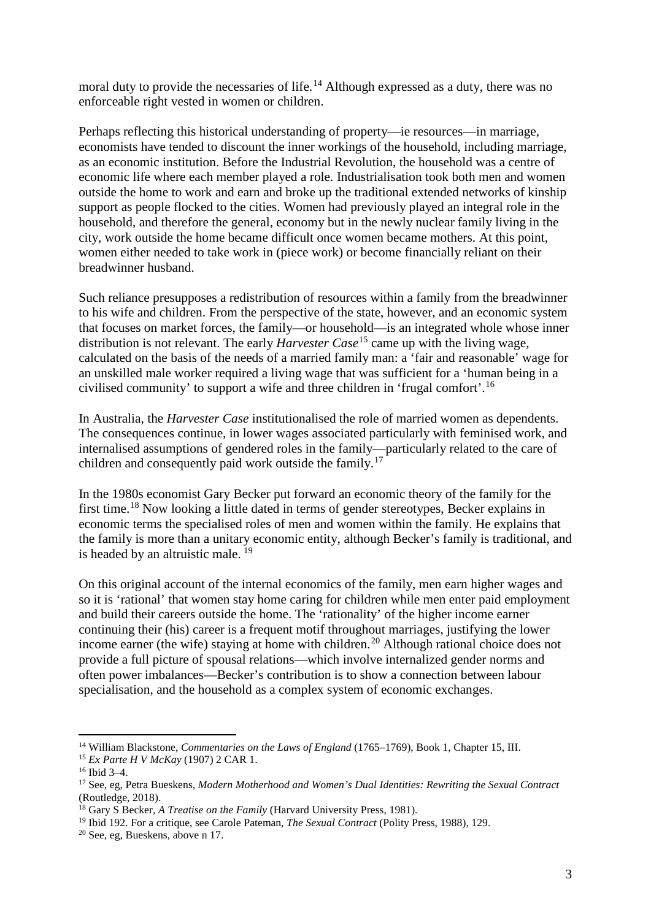moral duty to provide the necessaries of life.[14] Although expressed as a duty, there was no enforceable right vested in women or children.

Perhaps reflecting this historical understanding of property—ie resources—in marriage, economists have tended to discount the inner workings of the household, including marriage, as an economic institution. Before the Industrial Revolution, the household was a centre of economic life where each member played a role. Industrialisation took both men and women outside the home to work and earn and broke up the traditional extended networks of kinship support as people flocked to the cities. Women had previously played an integral role in the household, and therefore the general, economy but in the newly nuclear family living in the city, work outside the home became difficult once women became mothers. At this point, women either needed to take work in (piece work) or become financially reliant on their breadwinner husband.

Such reliance presupposes a redistribution of resources within a family from the breadwinner to his wife and children. From the perspective of the state, however, and an economic system that focuses on market forces, the family—or household—is an integrated whole whose inner distribution is not relevant. The early *Harvester Case*[15] came up with the living wage, calculated on the basis of the needs of a married family man: a 'fair and reasonable' wage for an unskilled male worker required a living wage that was sufficient for a 'human being in a civilised community' to support a wife and three children in 'frugal comfort'.[16]

In Australia, the *Harvester Case* institutionalised the role of married women as dependents. The consequences continue, in lower wages associated particularly with feminised work, and internalised assumptions of gendered roles in the family—particularly related to the care of children and consequently paid work outside the family.[17]

In the 1980s economist Gary Becker put forward an economic theory of the family for the first time.[18] Now looking a little dated in terms of gender stereotypes, Becker explains in economic terms the specialised roles of men and women within the family. He explains that the family is more than a unitary economic entity, although Becker's family is traditional, and is headed by an altruistic male. [19]

On this original account of the internal economics of the family, men earn higher wages and so it is 'rational' that women stay home caring for children while men enter paid employment and build their careers outside the home. The 'rationality' of the higher income earner continuing their (his) career is a frequent motif throughout marriages, justifying the lower income earner (the wife) staying at home with children.[20] Although rational choice does not provide a full picture of spousal relations—which involve internalized gender norms and often power imbalances—Becker's contribution is to show a connection between labour specialisation, and the household as a complex system of economic exchanges.

---

[14] William Blackstone, *Commentaries on the Laws of England* (1765–1769), Book 1, Chapter 15, III.

[15] *Ex Parte H V McKay* (1907) 2 CAR 1.

[16] Ibid 3–4.

[17] See, eg, Petra Bueskens, *Modern Motherhood and Women's Dual Identities: Rewriting the Sexual Contract* (Routledge, 2018).

[18] Gary S Becker, *A Treatise on the Family* (Harvard University Press, 1981).

[19] Ibid 192. For a critique, see Carole Pateman, *The Sexual Contract* (Polity Press, 1988), 129.

[20] See, eg, Bueskens, above n 17.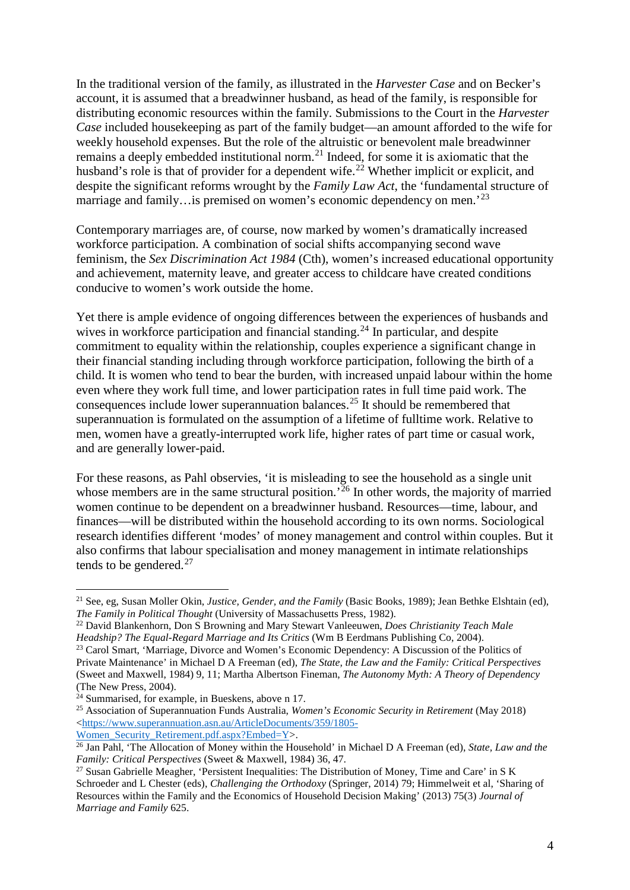In the traditional version of the family, as illustrated in the *Harvester Case* and on Becker's account, it is assumed that a breadwinner husband, as head of the family, is responsible for distributing economic resources within the family. Submissions to the Court in the *Harvester Case* included housekeeping as part of the family budget—an amount afforded to the wife for weekly household expenses. But the role of the altruistic or benevolent male breadwinner remains a deeply embedded institutional norm.[21] Indeed, for some it is axiomatic that the husband's role is that of provider for a dependent wife.[22] Whether implicit or explicit, and despite the significant reforms wrought by the *Family Law Act*, the 'fundamental structure of marriage and family…is premised on women's economic dependency on men.'[23]

Contemporary marriages are, of course, now marked by women's dramatically increased workforce participation. A combination of social shifts accompanying second wave feminism, the *Sex Discrimination Act 1984* (Cth), women's increased educational opportunity and achievement, maternity leave, and greater access to childcare have created conditions conducive to women's work outside the home.

Yet there is ample evidence of ongoing differences between the experiences of husbands and wives in workforce participation and financial standing.[24] In particular, and despite commitment to equality within the relationship, couples experience a significant change in their financial standing including through workforce participation, following the birth of a child. It is women who tend to bear the burden, with increased unpaid labour within the home even where they work full time, and lower participation rates in full time paid work. The consequences include lower superannuation balances.[25] It should be remembered that superannuation is formulated on the assumption of a lifetime of fulltime work. Relative to men, women have a greatly-interrupted work life, higher rates of part time or casual work, and are generally lower-paid.

For these reasons, as Pahl observes, 'it is misleading to see the household as a single unit whose members are in the same structural position.'[26] In other words, the majority of married women continue to be dependent on a breadwinner husband. Resources—time, labour, and finances—will be distributed within the household according to its own norms. Sociological research identifies different 'modes' of money management and control within couples. But it also confirms that labour specialisation and money management in intimate relationships tends to be gendered.[27]

---

[21] See, eg, Susan Moller Okin, *Justice, Gender, and the Family* (Basic Books, 1989); Jean Bethke Elshtain (ed), *The Family in Political Thought* (University of Massachusetts Press, 1982).

[22] David Blankenhorn, Don S Browning and Mary Stewart Vanleeuwen, *Does Christianity Teach Male Headship? The Equal-Regard Marriage and Its Critics* (Wm B Eerdmans Publishing Co, 2004).

[23] Carol Smart, 'Marriage, Divorce and Women's Economic Dependency: A Discussion of the Politics of Private Maintenance' in Michael D A Freeman (ed), *The State, the Law and the Family: Critical Perspectives* (Sweet and Maxwell, 1984) 9, 11; Martha Albertson Fineman, *The Autonomy Myth: A Theory of Dependency* (The New Press, 2004).

[24] Summarised, for example, in Bueskens, above n 17.

[25] Association of Superannuation Funds Australia, *Women's Economic Security in Retirement* (May 2018) <https://www.superannuation.asn.au/ArticleDocuments/359/1805-Women_Security_Retirement.pdf.aspx?Embed=Y>.

[26] Jan Pahl, 'The Allocation of Money within the Household' in Michael D A Freeman (ed), *State, Law and the Family: Critical Perspectives* (Sweet & Maxwell, 1984) 36, 47.

[27] Susan Gabrielle Meagher, 'Persistent Inequalities: The Distribution of Money, Time and Care' in S K Schroeder and L Chester (eds), *Challenging the Orthodoxy* (Springer, 2014) 79; Himmelweit et al, 'Sharing of Resources within the Family and the Economics of Household Decision Making' (2013) 75(3) *Journal of Marriage and Family* 625.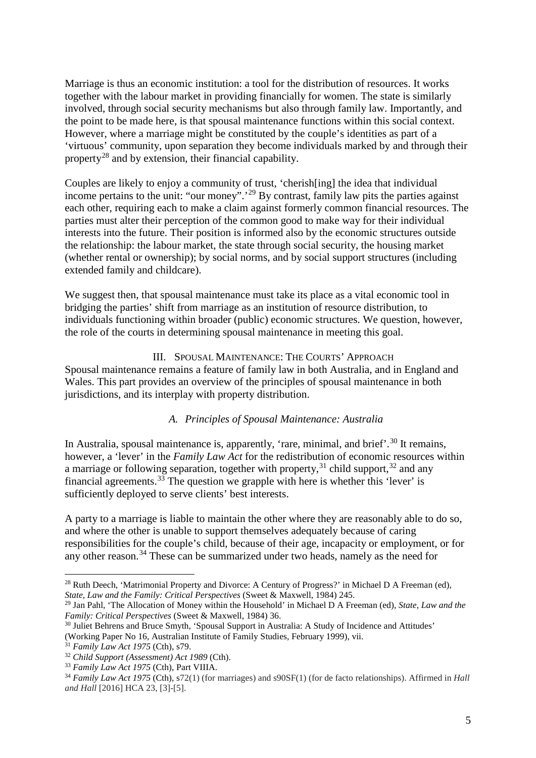Marriage is thus an economic institution: a tool for the distribution of resources. It works together with the labour market in providing financially for women. The state is similarly involved, through social security mechanisms but also through family law. Importantly, and the point to be made here, is that spousal maintenance functions within this social context. However, where a marriage might be constituted by the couple's identities as part of a 'virtuous' community, upon separation they become individuals marked by and through their property[28] and by extension, their financial capability.

Couples are likely to enjoy a community of trust, 'cherish[ing] the idea that individual income pertains to the unit: "our money".'[29] By contrast, family law pits the parties against each other, requiring each to make a claim against formerly common financial resources. The parties must alter their perception of the common good to make way for their individual interests into the future. Their position is informed also by the economic structures outside the relationship: the labour market, the state through social security, the housing market (whether rental or ownership); by social norms, and by social support structures (including extended family and childcare).

We suggest then, that spousal maintenance must take its place as a vital economic tool in bridging the parties' shift from marriage as an institution of resource distribution, to individuals functioning within broader (public) economic structures. We question, however, the role of the courts in determining spousal maintenance in meeting this goal.

## III. Spousal Maintenance: The Courts' Approach

Spousal maintenance remains a feature of family law in both Australia, and in England and Wales. This part provides an overview of the principles of spousal maintenance in both jurisdictions, and its interplay with property distribution.

### *A. Principles of Spousal Maintenance: Australia*

In Australia, spousal maintenance is, apparently, 'rare, minimal, and brief'.[30] It remains, however, a 'lever' in the *Family Law Act* for the redistribution of economic resources within a marriage or following separation, together with property,[31] child support,[32] and any financial agreements.[33] The question we grapple with here is whether this 'lever' is sufficiently deployed to serve clients' best interests.

A party to a marriage is liable to maintain the other where they are reasonably able to do so, and where the other is unable to support themselves adequately because of caring responsibilities for the couple's child, because of their age, incapacity or employment, or for any other reason.[34] These can be summarized under two heads, namely as the need for

---

[28] Ruth Deech, 'Matrimonial Property and Divorce: A Century of Progress?' in Michael D A Freeman (ed), *State, Law and the Family: Critical Perspectives* (Sweet & Maxwell, 1984) 245.

[29] Jan Pahl, 'The Allocation of Money within the Household' in Michael D A Freeman (ed), *State, Law and the Family: Critical Perspectives* (Sweet & Maxwell, 1984) 36.

[30] Juliet Behrens and Bruce Smyth, 'Spousal Support in Australia: A Study of Incidence and Attitudes' (Working Paper No 16, Australian Institute of Family Studies, February 1999), vii.

[31] *Family Law Act 1975* (Cth), s79.

[32] *Child Support (Assessment) Act 1989* (Cth).

[33] *Family Law Act 1975* (Cth), Part VIIIA.

[34] *Family Law Act 1975* (Cth), s72(1) (for marriages) and s90SF(1) (for de facto relationships). Affirmed in *Hall and Hall* [2016] HCA 23, [3]-[5].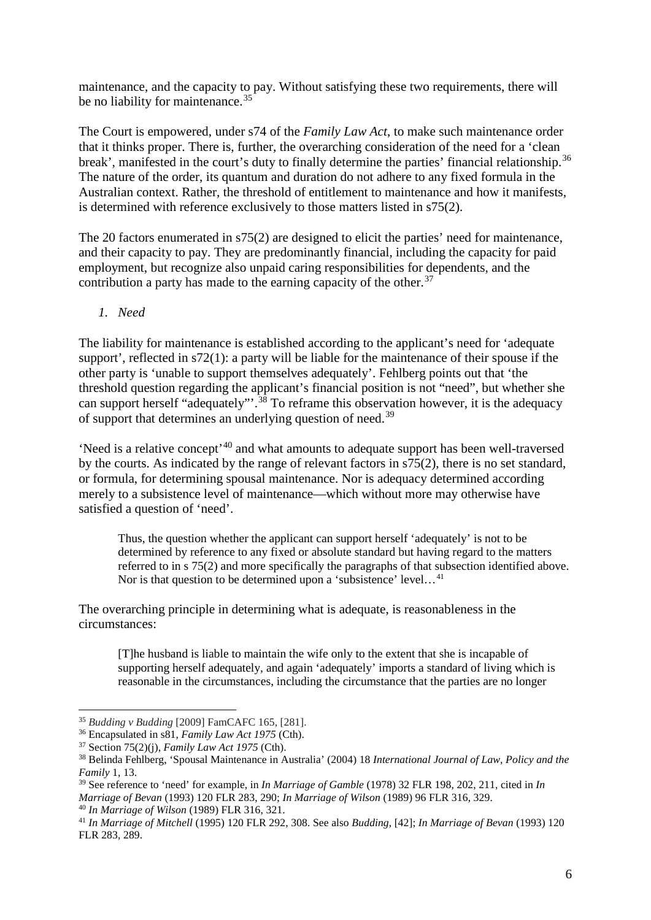maintenance, and the capacity to pay. Without satisfying these two requirements, there will be no liability for maintenance.[35]

The Court is empowered, under s74 of the *Family Law Act*, to make such maintenance order that it thinks proper. There is, further, the overarching consideration of the need for a 'clean break', manifested in the court's duty to finally determine the parties' financial relationship.[36] The nature of the order, its quantum and duration do not adhere to any fixed formula in the Australian context. Rather, the threshold of entitlement to maintenance and how it manifests, is determined with reference exclusively to those matters listed in s75(2).

The 20 factors enumerated in s75(2) are designed to elicit the parties' need for maintenance, and their capacity to pay. They are predominantly financial, including the capacity for paid employment, but recognize also unpaid caring responsibilities for dependents, and the contribution a party has made to the earning capacity of the other.[37]

1. *Need*

The liability for maintenance is established according to the applicant's need for 'adequate support', reflected in s72(1): a party will be liable for the maintenance of their spouse if the other party is 'unable to support themselves adequately'. Fehlberg points out that 'the threshold question regarding the applicant's financial position is not "need", but whether she can support herself "adequately"'.[38] To reframe this observation however, it is the adequacy of support that determines an underlying question of need.[39]

'Need is a relative concept'[40] and what amounts to adequate support has been well-traversed by the courts. As indicated by the range of relevant factors in s75(2), there is no set standard, or formula, for determining spousal maintenance. Nor is adequacy determined according merely to a subsistence level of maintenance—which without more may otherwise have satisfied a question of 'need'.

> Thus, the question whether the applicant can support herself 'adequately' is not to be determined by reference to any fixed or absolute standard but having regard to the matters referred to in s 75(2) and more specifically the paragraphs of that subsection identified above. Nor is that question to be determined upon a 'subsistence' level…[41]

The overarching principle in determining what is adequate, is reasonableness in the circumstances:

> [T]he husband is liable to maintain the wife only to the extent that she is incapable of supporting herself adequately, and again 'adequately' imports a standard of living which is reasonable in the circumstances, including the circumstance that the parties are no longer

---

[35] *Budding v Budding* [2009] FamCAFC 165, [281].

[36] Encapsulated in s81, *Family Law Act 1975* (Cth).

[37] Section 75(2)(j), *Family Law Act 1975* (Cth).

[38] Belinda Fehlberg, 'Spousal Maintenance in Australia' (2004) 18 *International Journal of Law, Policy and the Family* 1, 13.

[39] See reference to 'need' for example, in *In Marriage of Gamble* (1978) 32 FLR 198, 202, 211, cited in *In Marriage of Bevan* (1993) 120 FLR 283, 290; *In Marriage of Wilson* (1989) 96 FLR 316, 329.

[40] *In Marriage of Wilson* (1989) FLR 316, 321.

[41] *In Marriage of Mitchell* (1995) 120 FLR 292, 308. See also *Budding*, [42]; *In Marriage of Bevan* (1993) 120 FLR 283, 289.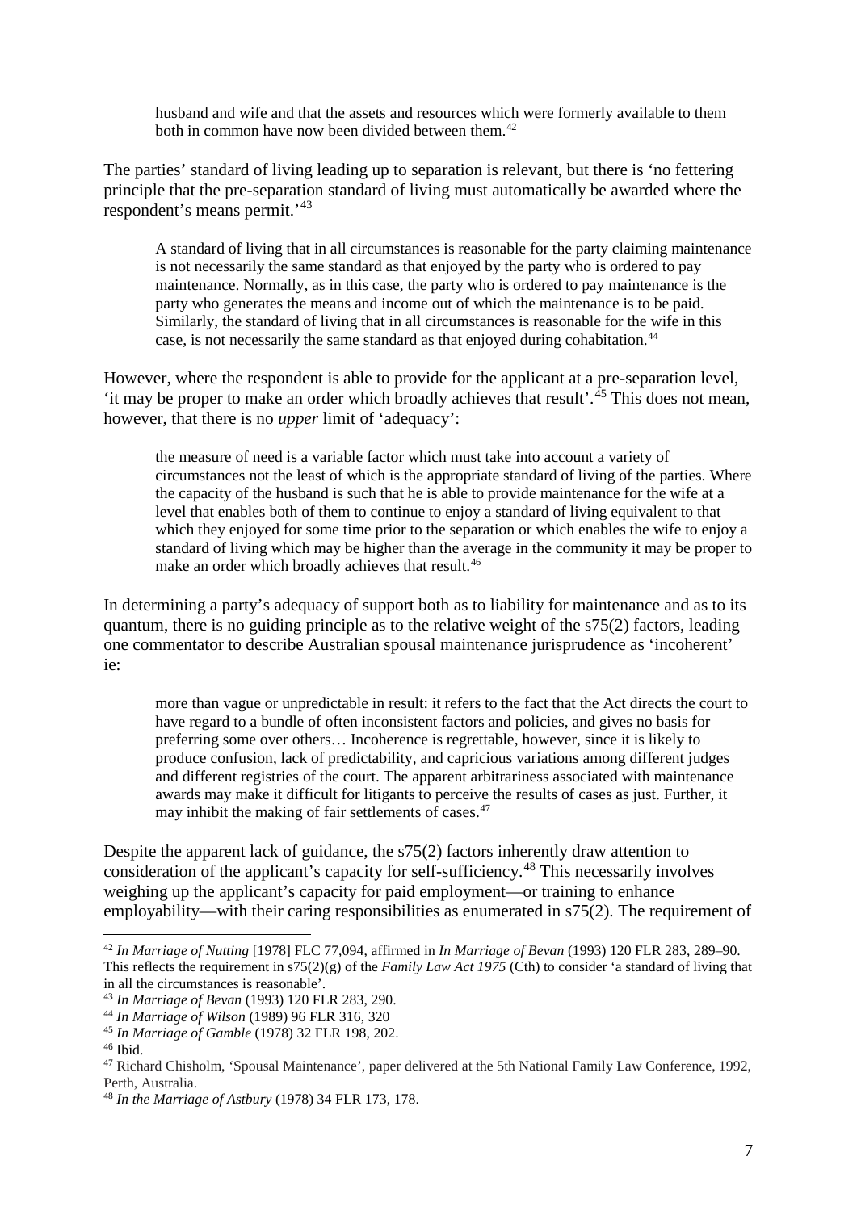> husband and wife and that the assets and resources which were formerly available to them both in common have now been divided between them.[42]

The parties' standard of living leading up to separation is relevant, but there is 'no fettering principle that the pre-separation standard of living must automatically be awarded where the respondent's means permit.'[43]

> A standard of living that in all circumstances is reasonable for the party claiming maintenance is not necessarily the same standard as that enjoyed by the party who is ordered to pay maintenance. Normally, as in this case, the party who is ordered to pay maintenance is the party who generates the means and income out of which the maintenance is to be paid. Similarly, the standard of living that in all circumstances is reasonable for the wife in this case, is not necessarily the same standard as that enjoyed during cohabitation.[44]

However, where the respondent is able to provide for the applicant at a pre-separation level, 'it may be proper to make an order which broadly achieves that result'.[45] This does not mean, however, that there is no *upper* limit of 'adequacy':

> the measure of need is a variable factor which must take into account a variety of circumstances not the least of which is the appropriate standard of living of the parties. Where the capacity of the husband is such that he is able to provide maintenance for the wife at a level that enables both of them to continue to enjoy a standard of living equivalent to that which they enjoyed for some time prior to the separation or which enables the wife to enjoy a standard of living which may be higher than the average in the community it may be proper to make an order which broadly achieves that result.[46]

In determining a party's adequacy of support both as to liability for maintenance and as to its quantum, there is no guiding principle as to the relative weight of the s75(2) factors, leading one commentator to describe Australian spousal maintenance jurisprudence as 'incoherent' ie:

> more than vague or unpredictable in result: it refers to the fact that the Act directs the court to have regard to a bundle of often inconsistent factors and policies, and gives no basis for preferring some over others… Incoherence is regrettable, however, since it is likely to produce confusion, lack of predictability, and capricious variations among different judges and different registries of the court. The apparent arbitrariness associated with maintenance awards may make it difficult for litigants to perceive the results of cases as just. Further, it may inhibit the making of fair settlements of cases.[47]

Despite the apparent lack of guidance, the s75(2) factors inherently draw attention to consideration of the applicant's capacity for self-sufficiency.[48] This necessarily involves weighing up the applicant's capacity for paid employment—or training to enhance employability—with their caring responsibilities as enumerated in s75(2). The requirement of

---

[42] *In Marriage of Nutting* [1978] FLC 77,094, affirmed in *In Marriage of Bevan* (1993) 120 FLR 283, 289–90. This reflects the requirement in s75(2)(g) of the *Family Law Act 1975* (Cth) to consider 'a standard of living that in all the circumstances is reasonable'.

[43] *In Marriage of Bevan* (1993) 120 FLR 283, 290.

[44] *In Marriage of Wilson* (1989) 96 FLR 316, 320

[45] *In Marriage of Gamble* (1978) 32 FLR 198, 202.

[46] Ibid.

[47] Richard Chisholm, 'Spousal Maintenance', paper delivered at the 5th National Family Law Conference, 1992, Perth, Australia.

[48] *In the Marriage of Astbury* (1978) 34 FLR 173, 178.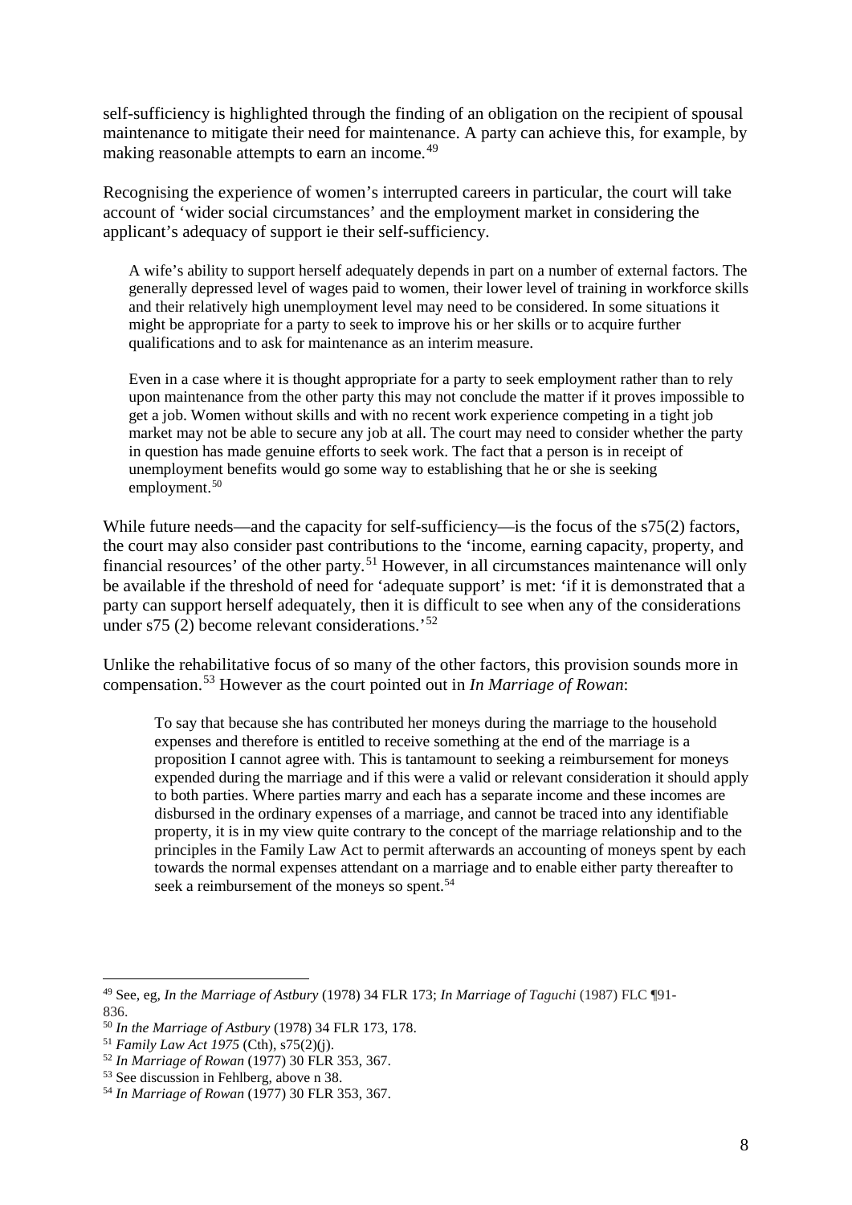self-sufficiency is highlighted through the finding of an obligation on the recipient of spousal maintenance to mitigate their need for maintenance. A party can achieve this, for example, by making reasonable attempts to earn an income.[49]

Recognising the experience of women's interrupted careers in particular, the court will take account of 'wider social circumstances' and the employment market in considering the applicant's adequacy of support ie their self-sufficiency.

> A wife's ability to support herself adequately depends in part on a number of external factors. The generally depressed level of wages paid to women, their lower level of training in workforce skills and their relatively high unemployment level may need to be considered. In some situations it might be appropriate for a party to seek to improve his or her skills or to acquire further qualifications and to ask for maintenance as an interim measure.
>
> Even in a case where it is thought appropriate for a party to seek employment rather than to rely upon maintenance from the other party this may not conclude the matter if it proves impossible to get a job. Women without skills and with no recent work experience competing in a tight job market may not be able to secure any job at all. The court may need to consider whether the party in question has made genuine efforts to seek work. The fact that a person is in receipt of unemployment benefits would go some way to establishing that he or she is seeking employment.[50]

While future needs—and the capacity for self-sufficiency—is the focus of the s75(2) factors, the court may also consider past contributions to the 'income, earning capacity, property, and financial resources' of the other party.[51] However, in all circumstances maintenance will only be available if the threshold of need for 'adequate support' is met: 'if it is demonstrated that a party can support herself adequately, then it is difficult to see when any of the considerations under s75 (2) become relevant considerations.'[52]

Unlike the rehabilitative focus of so many of the other factors, this provision sounds more in compensation.[53] However as the court pointed out in *In Marriage of Rowan*:

> To say that because she has contributed her moneys during the marriage to the household expenses and therefore is entitled to receive something at the end of the marriage is a proposition I cannot agree with. This is tantamount to seeking a reimbursement for moneys expended during the marriage and if this were a valid or relevant consideration it should apply to both parties. Where parties marry and each has a separate income and these incomes are disbursed in the ordinary expenses of a marriage, and cannot be traced into any identifiable property, it is in my view quite contrary to the concept of the marriage relationship and to the principles in the Family Law Act to permit afterwards an accounting of moneys spent by each towards the normal expenses attendant on a marriage and to enable either party thereafter to seek a reimbursement of the moneys so spent.[54]

---

[49] See, eg, *In the Marriage of Astbury* (1978) 34 FLR 173; *In Marriage of Taguchi* (1987) FLC ¶91-836.

[50] *In the Marriage of Astbury* (1978) 34 FLR 173, 178.

[51] *Family Law Act 1975* (Cth), s75(2)(j).

[52] *In Marriage of Rowan* (1977) 30 FLR 353, 367.

[53] See discussion in Fehlberg, above n 38.

[54] *In Marriage of Rowan* (1977) 30 FLR 353, 367.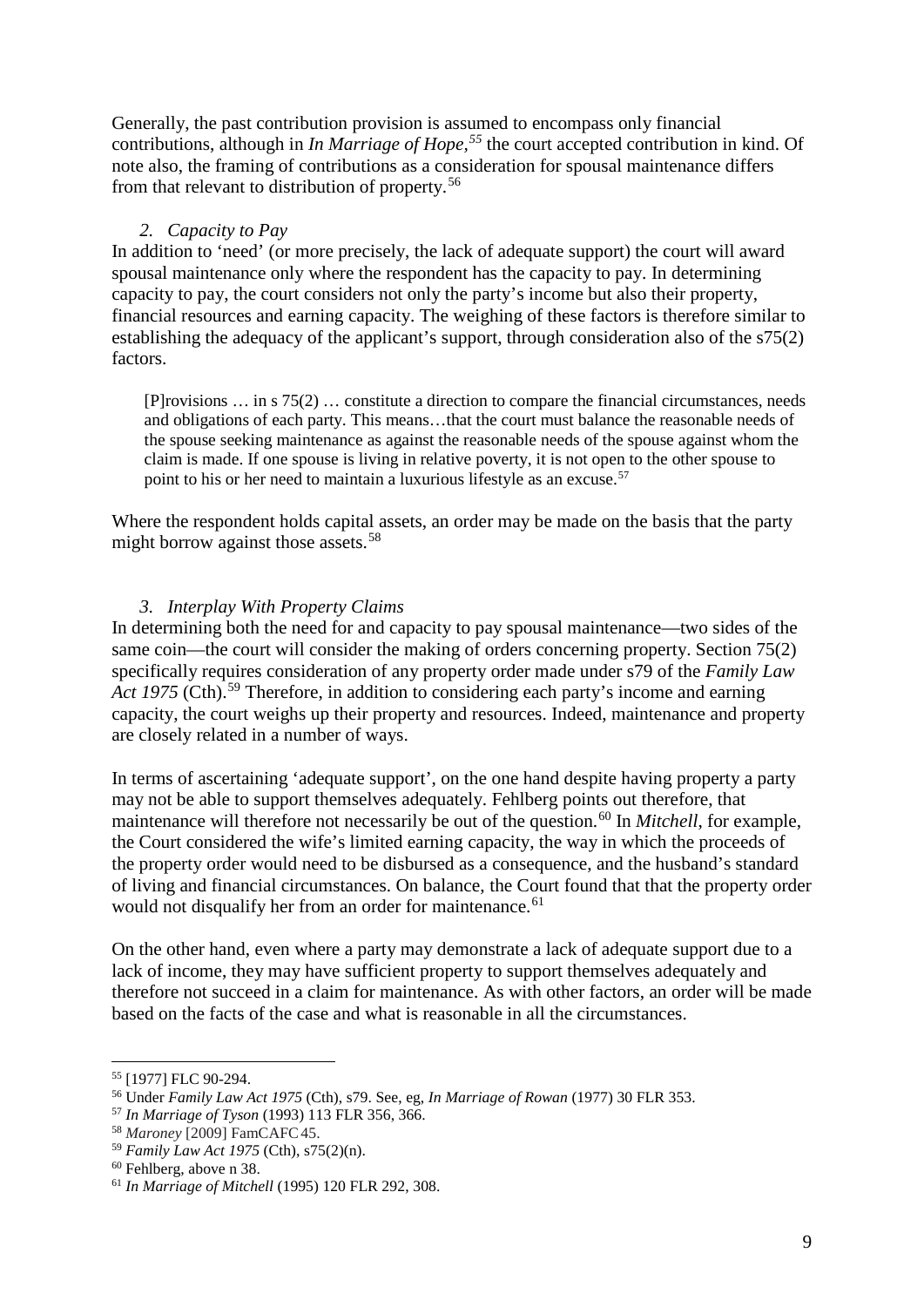Generally, the past contribution provision is assumed to encompass only financial contributions, although in *In Marriage of Hope*,[55] the court accepted contribution in kind. Of note also, the framing of contributions as a consideration for spousal maintenance differs from that relevant to distribution of property.[56]

### *2. Capacity to Pay*

In addition to 'need' (or more precisely, the lack of adequate support) the court will award spousal maintenance only where the respondent has the capacity to pay. In determining capacity to pay, the court considers not only the party's income but also their property, financial resources and earning capacity. The weighing of these factors is therefore similar to establishing the adequacy of the applicant's support, through consideration also of the s75(2) factors.

> [P]rovisions … in s 75(2) … constitute a direction to compare the financial circumstances, needs and obligations of each party. This means…that the court must balance the reasonable needs of the spouse seeking maintenance as against the reasonable needs of the spouse against whom the claim is made. If one spouse is living in relative poverty, it is not open to the other spouse to point to his or her need to maintain a luxurious lifestyle as an excuse.[57]

Where the respondent holds capital assets, an order may be made on the basis that the party might borrow against those assets.[58]

### *3. Interplay With Property Claims*

In determining both the need for and capacity to pay spousal maintenance—two sides of the same coin—the court will consider the making of orders concerning property. Section 75(2) specifically requires consideration of any property order made under s79 of the *Family Law Act 1975* (Cth).[59] Therefore, in addition to considering each party's income and earning capacity, the court weighs up their property and resources. Indeed, maintenance and property are closely related in a number of ways.

In terms of ascertaining 'adequate support', on the one hand despite having property a party may not be able to support themselves adequately. Fehlberg points out therefore, that maintenance will therefore not necessarily be out of the question.[60] In *Mitchell*, for example, the Court considered the wife's limited earning capacity, the way in which the proceeds of the property order would need to be disbursed as a consequence, and the husband's standard of living and financial circumstances. On balance, the Court found that that the property order would not disqualify her from an order for maintenance.[61]

On the other hand, even where a party may demonstrate a lack of adequate support due to a lack of income, they may have sufficient property to support themselves adequately and therefore not succeed in a claim for maintenance. As with other factors, an order will be made based on the facts of the case and what is reasonable in all the circumstances.

---

[55] [1977] FLC 90-294.

[56] Under *Family Law Act 1975* (Cth), s79. See, eg, *In Marriage of Rowan* (1977) 30 FLR 353.

[57] *In Marriage of Tyson* (1993) 113 FLR 356, 366.

[58] *Maroney* [2009] FamCAFC 45.

[59] *Family Law Act 1975* (Cth), s75(2)(n).

[60] Fehlberg, above n 38.

[61] *In Marriage of Mitchell* (1995) 120 FLR 292, 308.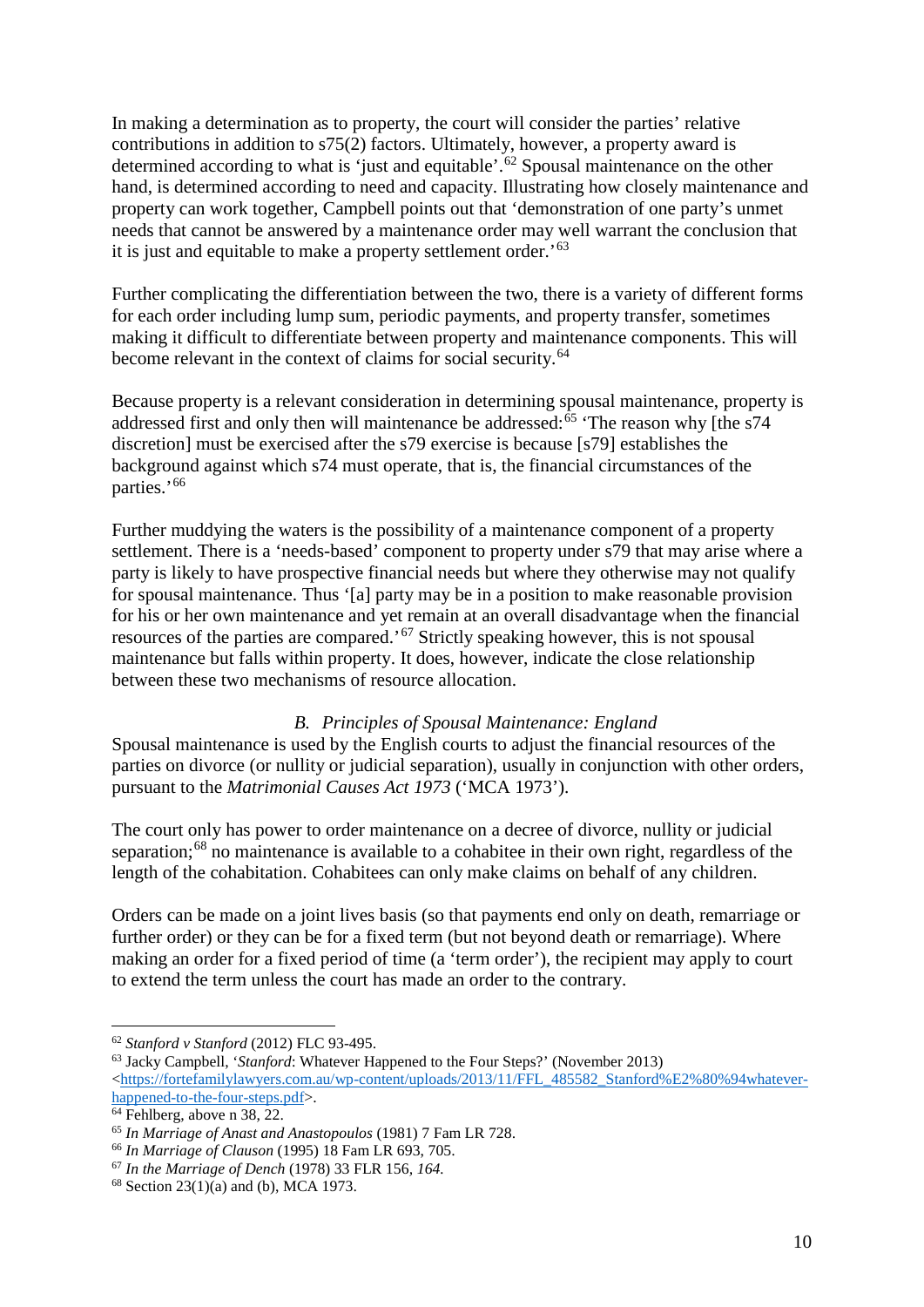In making a determination as to property, the court will consider the parties' relative contributions in addition to s75(2) factors. Ultimately, however, a property award is determined according to what is 'just and equitable'.[62] Spousal maintenance on the other hand, is determined according to need and capacity. Illustrating how closely maintenance and property can work together, Campbell points out that 'demonstration of one party's unmet needs that cannot be answered by a maintenance order may well warrant the conclusion that it is just and equitable to make a property settlement order.'[63]

Further complicating the differentiation between the two, there is a variety of different forms for each order including lump sum, periodic payments, and property transfer, sometimes making it difficult to differentiate between property and maintenance components. This will become relevant in the context of claims for social security.[64]

Because property is a relevant consideration in determining spousal maintenance, property is addressed first and only then will maintenance be addressed:[65] 'The reason why [the s74 discretion] must be exercised after the s79 exercise is because [s79] establishes the background against which s74 must operate, that is, the financial circumstances of the parties.'[66]

Further muddying the waters is the possibility of a maintenance component of a property settlement. There is a 'needs-based' component to property under s79 that may arise where a party is likely to have prospective financial needs but where they otherwise may not qualify for spousal maintenance. Thus '[a] party may be in a position to make reasonable provision for his or her own maintenance and yet remain at an overall disadvantage when the financial resources of the parties are compared.'[67] Strictly speaking however, this is not spousal maintenance but falls within property. It does, however, indicate the close relationship between these two mechanisms of resource allocation.

### B. *Principles of Spousal Maintenance: England*

Spousal maintenance is used by the English courts to adjust the financial resources of the parties on divorce (or nullity or judicial separation), usually in conjunction with other orders, pursuant to the *Matrimonial Causes Act 1973* ('MCA 1973').

The court only has power to order maintenance on a decree of divorce, nullity or judicial separation;[68] no maintenance is available to a cohabitee in their own right, regardless of the length of the cohabitation. Cohabitees can only make claims on behalf of any children.

Orders can be made on a joint lives basis (so that payments end only on death, remarriage or further order) or they can be for a fixed term (but not beyond death or remarriage). Where making an order for a fixed period of time (a 'term order'), the recipient may apply to court to extend the term unless the court has made an order to the contrary.

---

[62] *Stanford v Stanford* (2012) FLC 93-495.

[63] Jacky Campbell, '*Stanford*: Whatever Happened to the Four Steps?' (November 2013) <https://fortefamilylawyers.com.au/wp-content/uploads/2013/11/FFL_485582_Stanford%E2%80%94whatever-happened-to-the-four-steps.pdf>.

[64] Fehlberg, above n 38, 22.

[65] *In Marriage of Anast and Anastopoulos* (1981) 7 Fam LR 728.

[66] *In Marriage of Clauson* (1995) 18 Fam LR 693, 705.

[67] *In the Marriage of Dench* (1978) 33 FLR 156, *164*.

[68] Section 23(1)(a) and (b), MCA 1973.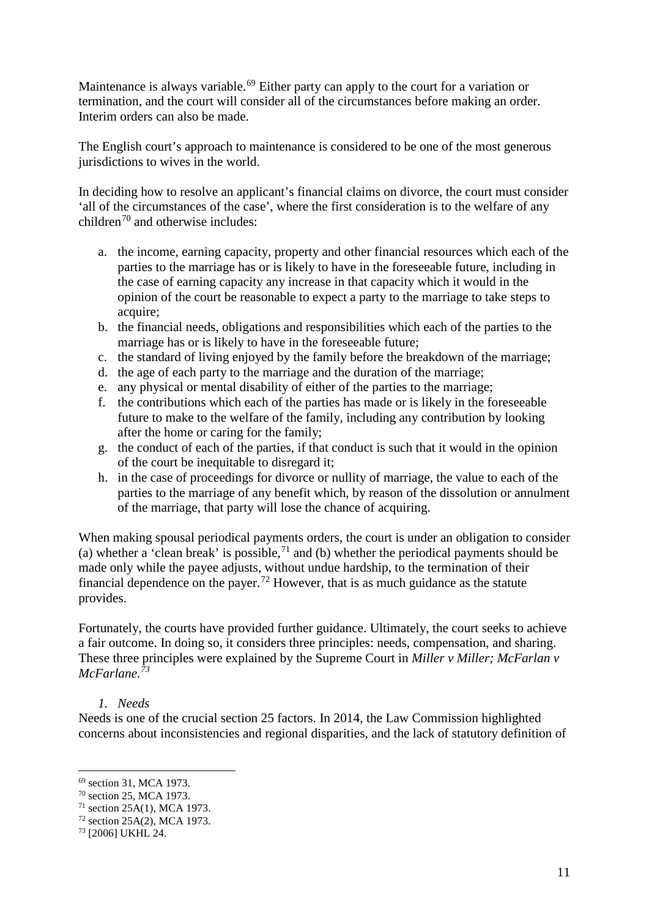Maintenance is always variable.[69] Either party can apply to the court for a variation or termination, and the court will consider all of the circumstances before making an order. Interim orders can also be made.

The English court's approach to maintenance is considered to be one of the most generous jurisdictions to wives in the world.

In deciding how to resolve an applicant's financial claims on divorce, the court must consider 'all of the circumstances of the case', where the first consideration is to the welfare of any children[70] and otherwise includes:

a. the income, earning capacity, property and other financial resources which each of the parties to the marriage has or is likely to have in the foreseeable future, including in the case of earning capacity any increase in that capacity which it would in the opinion of the court be reasonable to expect a party to the marriage to take steps to acquire;
b. the financial needs, obligations and responsibilities which each of the parties to the marriage has or is likely to have in the foreseeable future;
c. the standard of living enjoyed by the family before the breakdown of the marriage;
d. the age of each party to the marriage and the duration of the marriage;
e. any physical or mental disability of either of the parties to the marriage;
f. the contributions which each of the parties has made or is likely in the foreseeable future to make to the welfare of the family, including any contribution by looking after the home or caring for the family;
g. the conduct of each of the parties, if that conduct is such that it would in the opinion of the court be inequitable to disregard it;
h. in the case of proceedings for divorce or nullity of marriage, the value to each of the parties to the marriage of any benefit which, by reason of the dissolution or annulment of the marriage, that party will lose the chance of acquiring.

When making spousal periodical payments orders, the court is under an obligation to consider (a) whether a 'clean break' is possible,[71] and (b) whether the periodical payments should be made only while the payee adjusts, without undue hardship, to the termination of their financial dependence on the payer.[72] However, that is as much guidance as the statute provides.

Fortunately, the courts have provided further guidance. Ultimately, the court seeks to achieve a fair outcome. In doing so, it considers three principles: needs, compensation, and sharing. These three principles were explained by the Supreme Court in *Miller v Miller; McFarlan v McFarlane.*[73]

1. *Needs*

Needs is one of the crucial section 25 factors. In 2014, the Law Commission highlighted concerns about inconsistencies and regional disparities, and the lack of statutory definition of

---

[69] section 31, MCA 1973.
[70] section 25, MCA 1973.
[71] section 25A(1), MCA 1973.
[72] section 25A(2), MCA 1973.
[73] [2006] UKHL 24.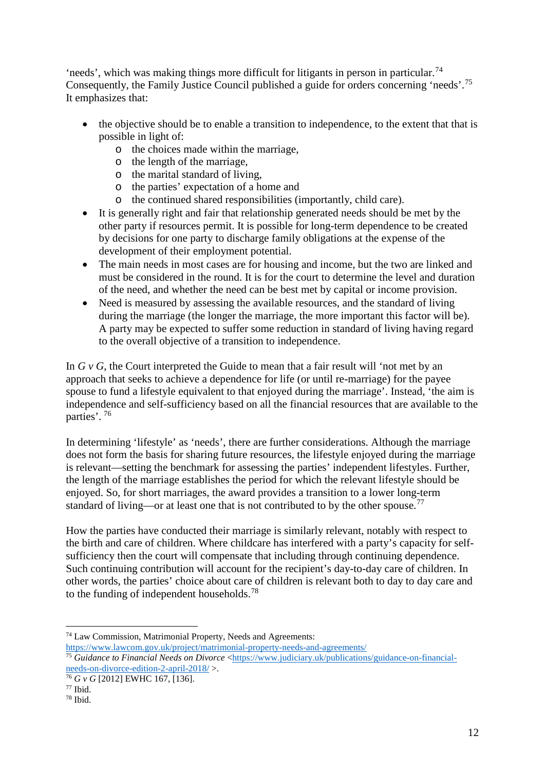'needs', which was making things more difficult for litigants in person in particular.[74] Consequently, the Family Justice Council published a guide for orders concerning 'needs'.[75] It emphasizes that:

- the objective should be to enable a transition to independence, to the extent that that is possible in light of:
  - the choices made within the marriage,
  - the length of the marriage,
  - the marital standard of living,
  - the parties' expectation of a home and
  - the continued shared responsibilities (importantly, child care).
- It is generally right and fair that relationship generated needs should be met by the other party if resources permit. It is possible for long-term dependence to be created by decisions for one party to discharge family obligations at the expense of the development of their employment potential.
- The main needs in most cases are for housing and income, but the two are linked and must be considered in the round. It is for the court to determine the level and duration of the need, and whether the need can be best met by capital or income provision.
- Need is measured by assessing the available resources, and the standard of living during the marriage (the longer the marriage, the more important this factor will be). A party may be expected to suffer some reduction in standard of living having regard to the overall objective of a transition to independence.

In *G v G*, the Court interpreted the Guide to mean that a fair result will 'not met by an approach that seeks to achieve a dependence for life (or until re-marriage) for the payee spouse to fund a lifestyle equivalent to that enjoyed during the marriage'. Instead, 'the aim is independence and self-sufficiency based on all the financial resources that are available to the parties'. [76]

In determining 'lifestyle' as 'needs', there are further considerations. Although the marriage does not form the basis for sharing future resources, the lifestyle enjoyed during the marriage is relevant—setting the benchmark for assessing the parties' independent lifestyles. Further, the length of the marriage establishes the period for which the relevant lifestyle should be enjoyed. So, for short marriages, the award provides a transition to a lower long-term standard of living—or at least one that is not contributed to by the other spouse.[77]

How the parties have conducted their marriage is similarly relevant, notably with respect to the birth and care of children. Where childcare has interfered with a party's capacity for self-sufficiency then the court will compensate that including through continuing dependence. Such continuing contribution will account for the recipient's day-to-day care of children. In other words, the parties' choice about care of children is relevant both to day to day care and to the funding of independent households.[78]

---

[74] Law Commission, Matrimonial Property, Needs and Agreements: https://www.lawcom.gov.uk/project/matrimonial-property-needs-and-agreements/

[75] *Guidance to Financial Needs on Divorce* <https://www.judiciary.uk/publications/guidance-on-financial-needs-on-divorce-edition-2-april-2018/ >.

[76] *G v G* [2012] EWHC 167, [136].

[77] Ibid.

[78] Ibid.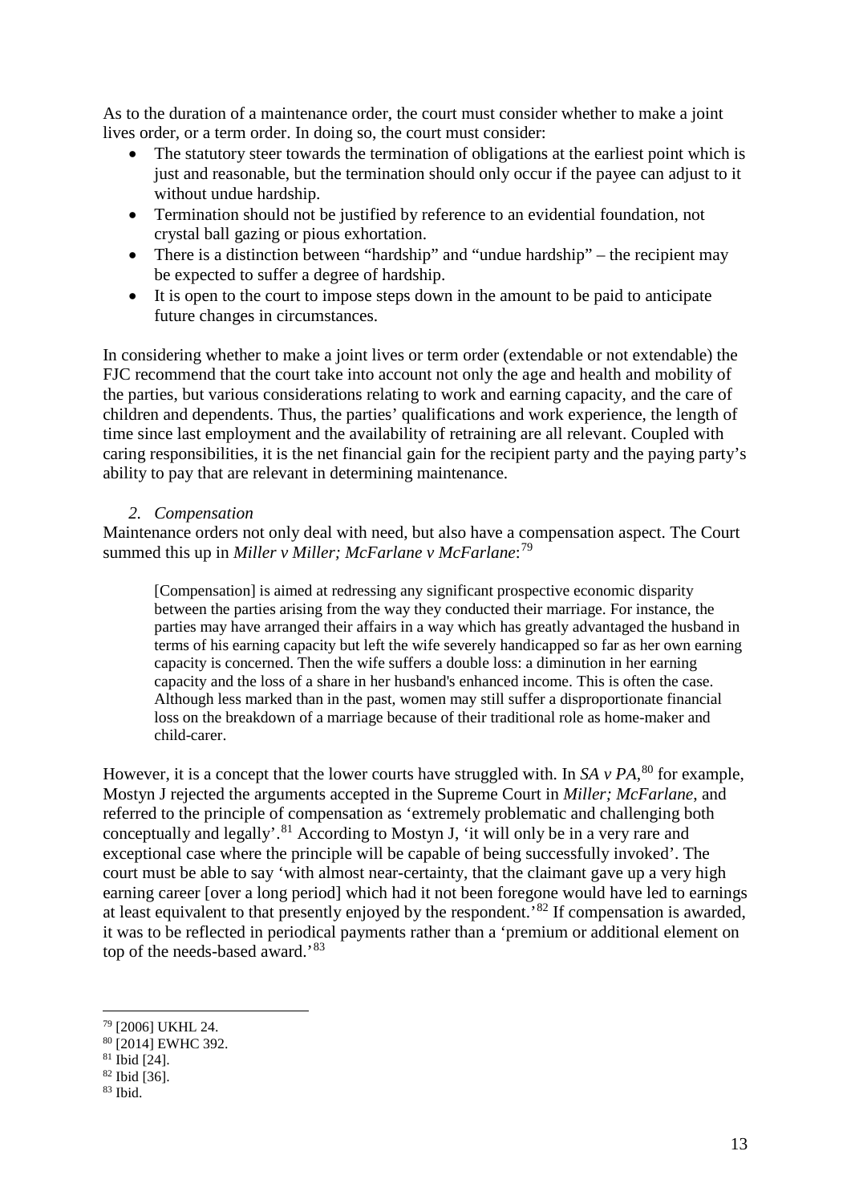As to the duration of a maintenance order, the court must consider whether to make a joint lives order, or a term order. In doing so, the court must consider:

- The statutory steer towards the termination of obligations at the earliest point which is just and reasonable, but the termination should only occur if the payee can adjust to it without undue hardship.
- Termination should not be justified by reference to an evidential foundation, not crystal ball gazing or pious exhortation.
- There is a distinction between "hardship" and "undue hardship" – the recipient may be expected to suffer a degree of hardship.
- It is open to the court to impose steps down in the amount to be paid to anticipate future changes in circumstances.

In considering whether to make a joint lives or term order (extendable or not extendable) the FJC recommend that the court take into account not only the age and health and mobility of the parties, but various considerations relating to work and earning capacity, and the care of children and dependents. Thus, the parties' qualifications and work experience, the length of time since last employment and the availability of retraining are all relevant. Coupled with caring responsibilities, it is the net financial gain for the recipient party and the paying party's ability to pay that are relevant in determining maintenance.

*2. Compensation*

Maintenance orders not only deal with need, but also have a compensation aspect. The Court summed this up in *Miller v Miller; McFarlane v McFarlane*:[79]

> [Compensation] is aimed at redressing any significant prospective economic disparity between the parties arising from the way they conducted their marriage. For instance, the parties may have arranged their affairs in a way which has greatly advantaged the husband in terms of his earning capacity but left the wife severely handicapped so far as her own earning capacity is concerned. Then the wife suffers a double loss: a diminution in her earning capacity and the loss of a share in her husband's enhanced income. This is often the case. Although less marked than in the past, women may still suffer a disproportionate financial loss on the breakdown of a marriage because of their traditional role as home-maker and child-carer.

However, it is a concept that the lower courts have struggled with. In *SA v PA*,[80] for example, Mostyn J rejected the arguments accepted in the Supreme Court in *Miller; McFarlane*, and referred to the principle of compensation as 'extremely problematic and challenging both conceptually and legally'.[81] According to Mostyn J, 'it will only be in a very rare and exceptional case where the principle will be capable of being successfully invoked'. The court must be able to say 'with almost near-certainty, that the claimant gave up a very high earning career [over a long period] which had it not been foregone would have led to earnings at least equivalent to that presently enjoyed by the respondent.'[82] If compensation is awarded, it was to be reflected in periodical payments rather than a 'premium or additional element on top of the needs-based award.'[83]

---

[79] [2006] UKHL 24.
[80] [2014] EWHC 392.
[81] Ibid [24].
[82] Ibid [36].
[83] Ibid.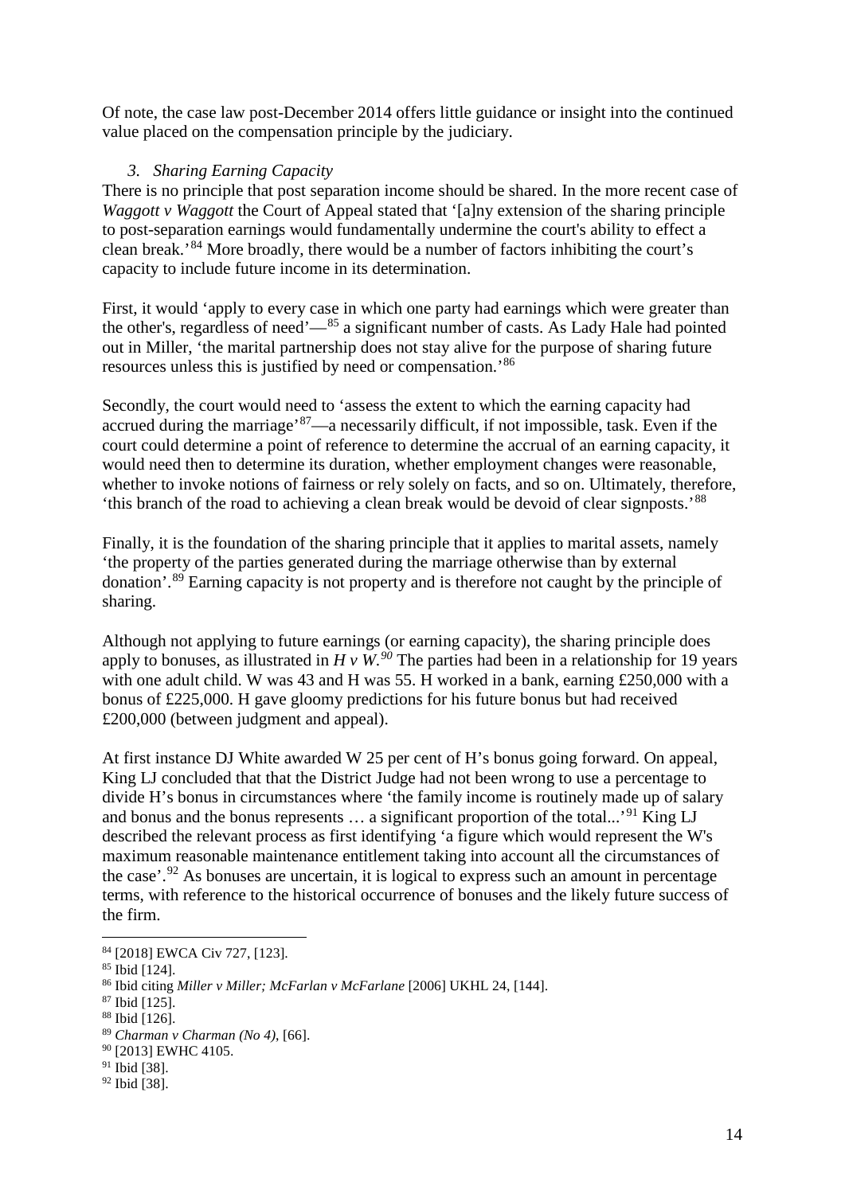Of note, the case law post-December 2014 offers little guidance or insight into the continued value placed on the compensation principle by the judiciary.

### *3. Sharing Earning Capacity*

There is no principle that post separation income should be shared. In the more recent case of *Waggott v Waggott* the Court of Appeal stated that '[a]ny extension of the sharing principle to post-separation earnings would fundamentally undermine the court's ability to effect a clean break.'[84] More broadly, there would be a number of factors inhibiting the court's capacity to include future income in its determination.

First, it would 'apply to every case in which one party had earnings which were greater than the other's, regardless of need'—[85] a significant number of casts. As Lady Hale had pointed out in Miller, 'the marital partnership does not stay alive for the purpose of sharing future resources unless this is justified by need or compensation.'[86]

Secondly, the court would need to 'assess the extent to which the earning capacity had accrued during the marriage'[87]—a necessarily difficult, if not impossible, task. Even if the court could determine a point of reference to determine the accrual of an earning capacity, it would need then to determine its duration, whether employment changes were reasonable, whether to invoke notions of fairness or rely solely on facts, and so on. Ultimately, therefore, 'this branch of the road to achieving a clean break would be devoid of clear signposts.'[88]

Finally, it is the foundation of the sharing principle that it applies to marital assets, namely 'the property of the parties generated during the marriage otherwise than by external donation'.[89] Earning capacity is not property and is therefore not caught by the principle of sharing.

Although not applying to future earnings (or earning capacity), the sharing principle does apply to bonuses, as illustrated in *H v W.*[90] The parties had been in a relationship for 19 years with one adult child. W was 43 and H was 55. H worked in a bank, earning £250,000 with a bonus of £225,000. H gave gloomy predictions for his future bonus but had received £200,000 (between judgment and appeal).

At first instance DJ White awarded W 25 per cent of H's bonus going forward. On appeal, King LJ concluded that that the District Judge had not been wrong to use a percentage to divide H's bonus in circumstances where 'the family income is routinely made up of salary and bonus and the bonus represents … a significant proportion of the total...'[91] King LJ described the relevant process as first identifying 'a figure which would represent the W's maximum reasonable maintenance entitlement taking into account all the circumstances of the case'.[92] As bonuses are uncertain, it is logical to express such an amount in percentage terms, with reference to the historical occurrence of bonuses and the likely future success of the firm.

---

[84] [2018] EWCA Civ 727, [123].
[85] Ibid [124].
[86] Ibid citing *Miller v Miller; McFarlan v McFarlane* [2006] UKHL 24, [144].
[87] Ibid [125].
[88] Ibid [126].
[89] *Charman v Charman (No 4)*, [66].
[90] [2013] EWHC 4105.
[91] Ibid [38].
[92] Ibid [38].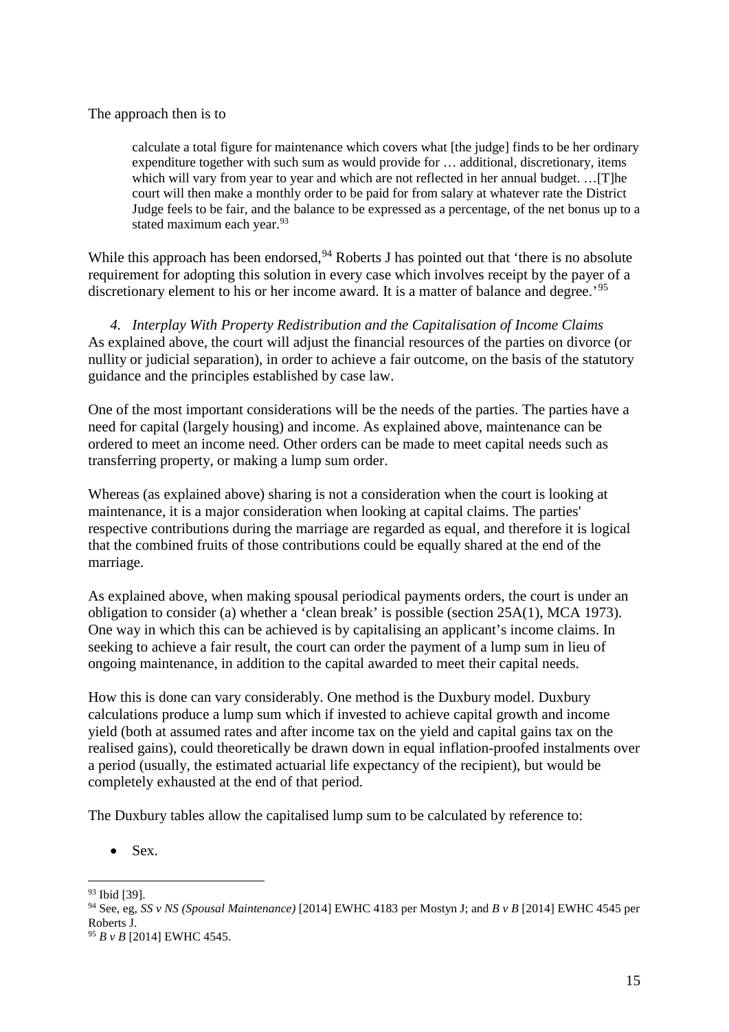The approach then is to

> calculate a total figure for maintenance which covers what [the judge] finds to be her ordinary expenditure together with such sum as would provide for … additional, discretionary, items which will vary from year to year and which are not reflected in her annual budget. …[T]he court will then make a monthly order to be paid for from salary at whatever rate the District Judge feels to be fair, and the balance to be expressed as a percentage, of the net bonus up to a stated maximum each year.[93]

While this approach has been endorsed,[94] Roberts J has pointed out that 'there is no absolute requirement for adopting this solution in every case which involves receipt by the payer of a discretionary element to his or her income award. It is a matter of balance and degree.'[95]

### *4. Interplay With Property Redistribution and the Capitalisation of Income Claims*

As explained above, the court will adjust the financial resources of the parties on divorce (or nullity or judicial separation), in order to achieve a fair outcome, on the basis of the statutory guidance and the principles established by case law.

One of the most important considerations will be the needs of the parties. The parties have a need for capital (largely housing) and income. As explained above, maintenance can be ordered to meet an income need. Other orders can be made to meet capital needs such as transferring property, or making a lump sum order.

Whereas (as explained above) sharing is not a consideration when the court is looking at maintenance, it is a major consideration when looking at capital claims. The parties' respective contributions during the marriage are regarded as equal, and therefore it is logical that the combined fruits of those contributions could be equally shared at the end of the marriage.

As explained above, when making spousal periodical payments orders, the court is under an obligation to consider (a) whether a 'clean break' is possible (section 25A(1), MCA 1973). One way in which this can be achieved is by capitalising an applicant's income claims. In seeking to achieve a fair result, the court can order the payment of a lump sum in lieu of ongoing maintenance, in addition to the capital awarded to meet their capital needs.

How this is done can vary considerably. One method is the Duxbury model. Duxbury calculations produce a lump sum which if invested to achieve capital growth and income yield (both at assumed rates and after income tax on the yield and capital gains tax on the realised gains), could theoretically be drawn down in equal inflation-proofed instalments over a period (usually, the estimated actuarial life expectancy of the recipient), but would be completely exhausted at the end of that period.

The Duxbury tables allow the capitalised lump sum to be calculated by reference to:

- Sex.

---

[93] Ibid [39].

[94] See, eg, *SS v NS (Spousal Maintenance)* [2014] EWHC 4183 per Mostyn J; and *B v B* [2014] EWHC 4545 per Roberts J.

[95] *B v B* [2014] EWHC 4545.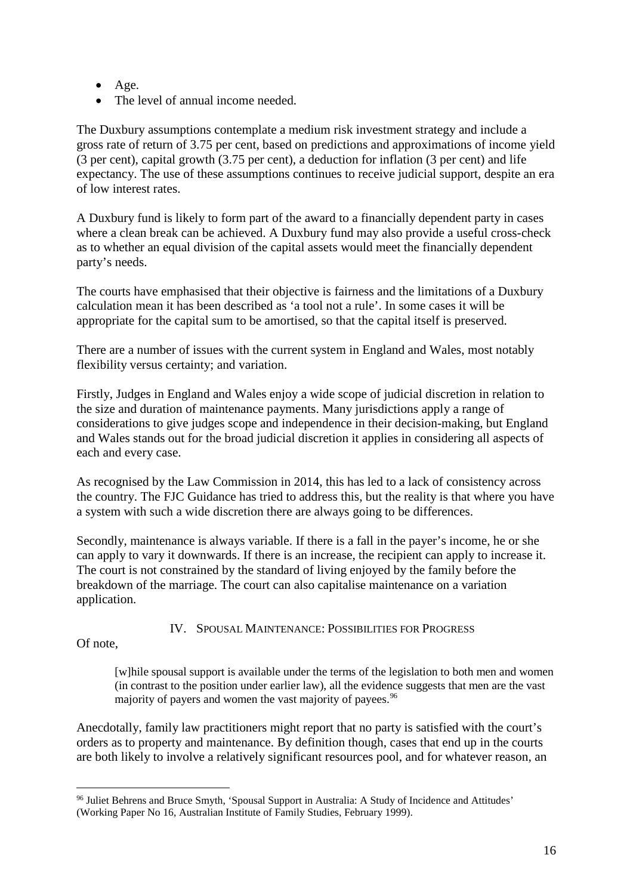- Age.
- The level of annual income needed.

The Duxbury assumptions contemplate a medium risk investment strategy and include a gross rate of return of 3.75 per cent, based on predictions and approximations of income yield (3 per cent), capital growth (3.75 per cent), a deduction for inflation (3 per cent) and life expectancy. The use of these assumptions continues to receive judicial support, despite an era of low interest rates.

A Duxbury fund is likely to form part of the award to a financially dependent party in cases where a clean break can be achieved. A Duxbury fund may also provide a useful cross-check as to whether an equal division of the capital assets would meet the financially dependent party's needs.

The courts have emphasised that their objective is fairness and the limitations of a Duxbury calculation mean it has been described as 'a tool not a rule'. In some cases it will be appropriate for the capital sum to be amortised, so that the capital itself is preserved.

There are a number of issues with the current system in England and Wales, most notably flexibility versus certainty; and variation.

Firstly, Judges in England and Wales enjoy a wide scope of judicial discretion in relation to the size and duration of maintenance payments. Many jurisdictions apply a range of considerations to give judges scope and independence in their decision-making, but England and Wales stands out for the broad judicial discretion it applies in considering all aspects of each and every case.

As recognised by the Law Commission in 2014, this has led to a lack of consistency across the country. The FJC Guidance has tried to address this, but the reality is that where you have a system with such a wide discretion there are always going to be differences.

Secondly, maintenance is always variable. If there is a fall in the payer's income, he or she can apply to vary it downwards. If there is an increase, the recipient can apply to increase it. The court is not constrained by the standard of living enjoyed by the family before the breakdown of the marriage. The court can also capitalise maintenance on a variation application.

## IV. Spousal Maintenance: Possibilities for Progress

Of note,

> [w]hile spousal support is available under the terms of the legislation to both men and women (in contrast to the position under earlier law), all the evidence suggests that men are the vast majority of payers and women the vast majority of payees.[96]

Anecdotally, family law practitioners might report that no party is satisfied with the court's orders as to property and maintenance. By definition though, cases that end up in the courts are both likely to involve a relatively significant resources pool, and for whatever reason, an

[96] Juliet Behrens and Bruce Smyth, 'Spousal Support in Australia: A Study of Incidence and Attitudes' (Working Paper No 16, Australian Institute of Family Studies, February 1999).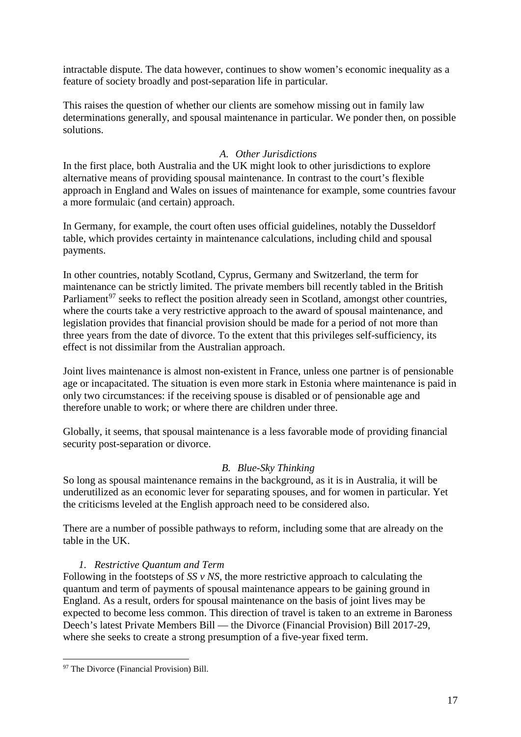intractable dispute. The data however, continues to show women's economic inequality as a feature of society broadly and post-separation life in particular.

This raises the question of whether our clients are somehow missing out in family law determinations generally, and spousal maintenance in particular. We ponder then, on possible solutions.

### *A. Other Jurisdictions*

In the first place, both Australia and the UK might look to other jurisdictions to explore alternative means of providing spousal maintenance. In contrast to the court's flexible approach in England and Wales on issues of maintenance for example, some countries favour a more formulaic (and certain) approach.

In Germany, for example, the court often uses official guidelines, notably the Dusseldorf table, which provides certainty in maintenance calculations, including child and spousal payments.

In other countries, notably Scotland, Cyprus, Germany and Switzerland, the term for maintenance can be strictly limited. The private members bill recently tabled in the British Parliament[97] seeks to reflect the position already seen in Scotland, amongst other countries, where the courts take a very restrictive approach to the award of spousal maintenance, and legislation provides that financial provision should be made for a period of not more than three years from the date of divorce. To the extent that this privileges self-sufficiency, its effect is not dissimilar from the Australian approach.

Joint lives maintenance is almost non-existent in France, unless one partner is of pensionable age or incapacitated. The situation is even more stark in Estonia where maintenance is paid in only two circumstances: if the receiving spouse is disabled or of pensionable age and therefore unable to work; or where there are children under three.

Globally, it seems, that spousal maintenance is a less favorable mode of providing financial security post-separation or divorce.

### *B. Blue-Sky Thinking*

So long as spousal maintenance remains in the background, as it is in Australia, it will be underutilized as an economic lever for separating spouses, and for women in particular. Yet the criticisms leveled at the English approach need to be considered also.

There are a number of possible pathways to reform, including some that are already on the table in the UK.

#### *1. Restrictive Quantum and Term*

Following in the footsteps of *SS v NS*, the more restrictive approach to calculating the quantum and term of payments of spousal maintenance appears to be gaining ground in England. As a result, orders for spousal maintenance on the basis of joint lives may be expected to become less common. This direction of travel is taken to an extreme in Baroness Deech's latest Private Members Bill — the Divorce (Financial Provision) Bill 2017-29, where she seeks to create a strong presumption of a five-year fixed term.

---

[97] The Divorce (Financial Provision) Bill.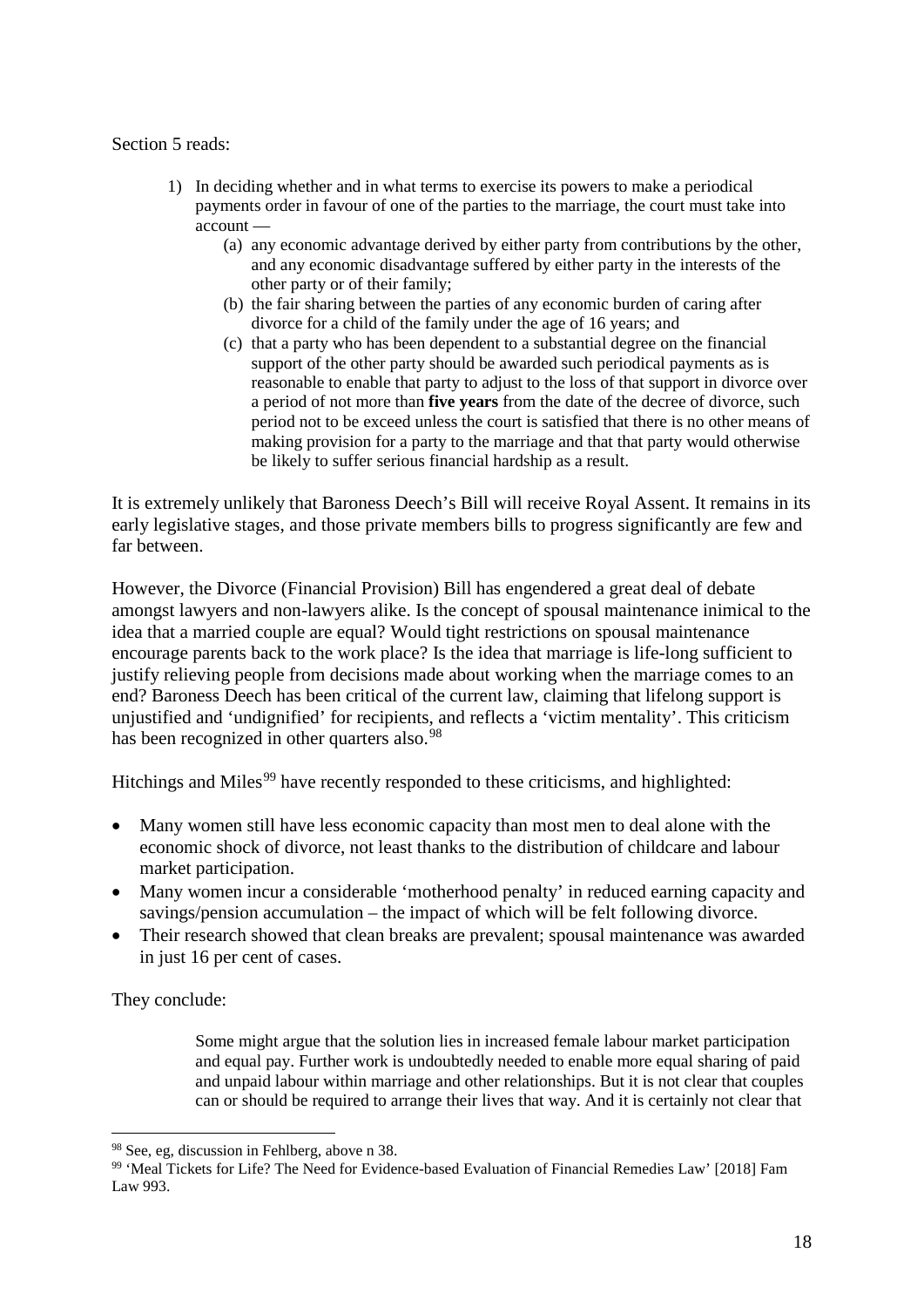Section 5 reads:

> 1) In deciding whether and in what terms to exercise its powers to make a periodical payments order in favour of one of the parties to the marriage, the court must take into account —
>
> (a) any economic advantage derived by either party from contributions by the other, and any economic disadvantage suffered by either party in the interests of the other party or of their family;
>
> (b) the fair sharing between the parties of any economic burden of caring after divorce for a child of the family under the age of 16 years; and
>
> (c) that a party who has been dependent to a substantial degree on the financial support of the other party should be awarded such periodical payments as is reasonable to enable that party to adjust to the loss of that support in divorce over a period of not more than **five years** from the date of the decree of divorce, such period not to be exceed unless the court is satisfied that there is no other means of making provision for a party to the marriage and that that party would otherwise be likely to suffer serious financial hardship as a result.

It is extremely unlikely that Baroness Deech's Bill will receive Royal Assent. It remains in its early legislative stages, and those private members bills to progress significantly are few and far between.

However, the Divorce (Financial Provision) Bill has engendered a great deal of debate amongst lawyers and non-lawyers alike. Is the concept of spousal maintenance inimical to the idea that a married couple are equal? Would tight restrictions on spousal maintenance encourage parents back to the work place? Is the idea that marriage is life-long sufficient to justify relieving people from decisions made about working when the marriage comes to an end? Baroness Deech has been critical of the current law, claiming that lifelong support is unjustified and 'undignified' for recipients, and reflects a 'victim mentality'. This criticism has been recognized in other quarters also.[98]

Hitchings and Miles[99] have recently responded to these criticisms, and highlighted:

- Many women still have less economic capacity than most men to deal alone with the economic shock of divorce, not least thanks to the distribution of childcare and labour market participation.
- Many women incur a considerable 'motherhood penalty' in reduced earning capacity and savings/pension accumulation – the impact of which will be felt following divorce.
- Their research showed that clean breaks are prevalent; spousal maintenance was awarded in just 16 per cent of cases.

They conclude:

> Some might argue that the solution lies in increased female labour market participation and equal pay. Further work is undoubtedly needed to enable more equal sharing of paid and unpaid labour within marriage and other relationships. But it is not clear that couples can or should be required to arrange their lives that way. And it is certainly not clear that

---

[98] See, eg, discussion in Fehlberg, above n 38.

[99] 'Meal Tickets for Life? The Need for Evidence-based Evaluation of Financial Remedies Law' [2018] Fam Law 993.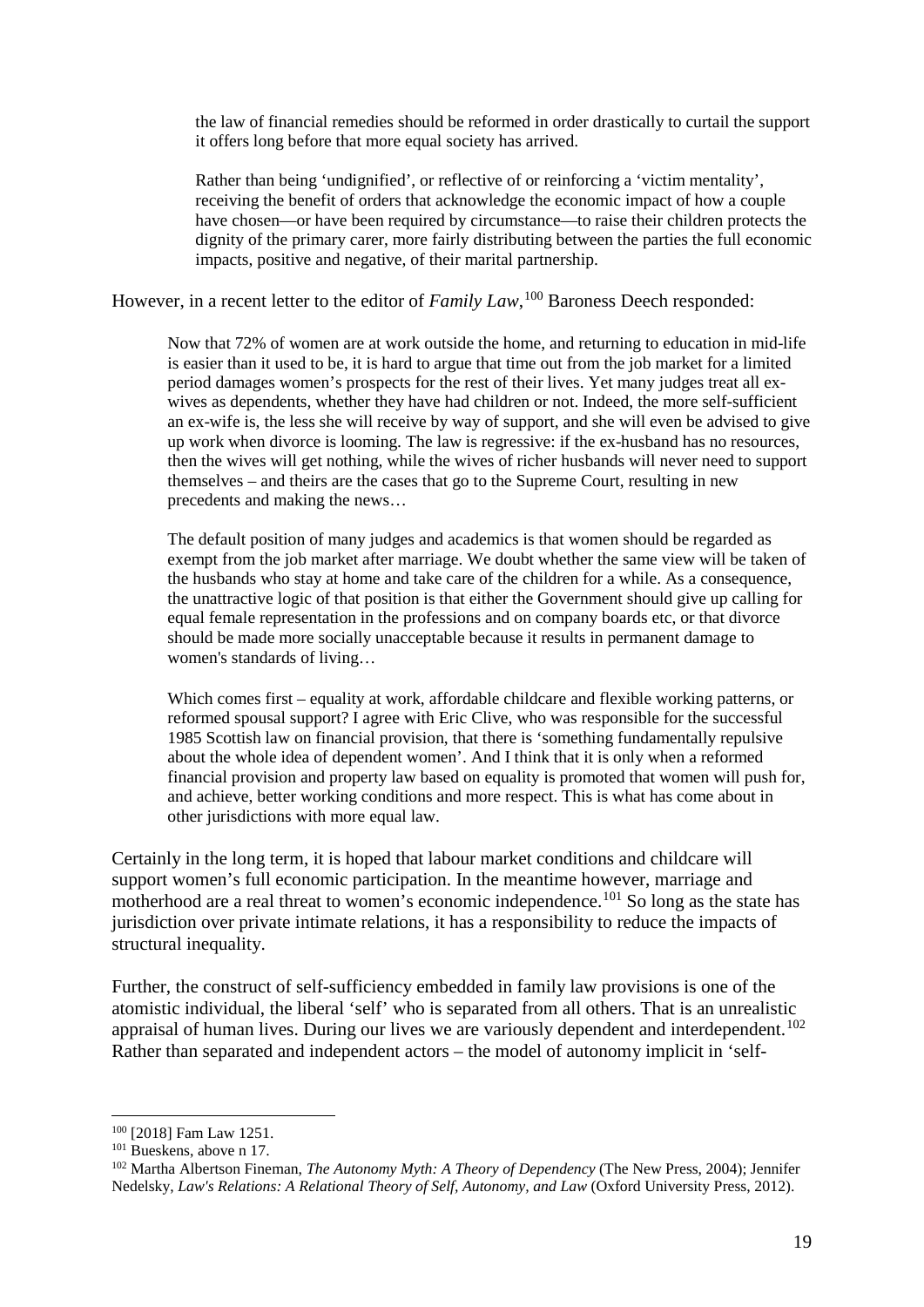> the law of financial remedies should be reformed in order drastically to curtail the support it offers long before that more equal society has arrived.
>
> Rather than being 'undignified', or reflective of or reinforcing a 'victim mentality', receiving the benefit of orders that acknowledge the economic impact of how a couple have chosen—or have been required by circumstance—to raise their children protects the dignity of the primary carer, more fairly distributing between the parties the full economic impacts, positive and negative, of their marital partnership.

However, in a recent letter to the editor of *Family Law*,[100] Baroness Deech responded:

> Now that 72% of women are at work outside the home, and returning to education in mid-life is easier than it used to be, it is hard to argue that time out from the job market for a limited period damages women's prospects for the rest of their lives. Yet many judges treat all ex-wives as dependents, whether they have had children or not. Indeed, the more self-sufficient an ex-wife is, the less she will receive by way of support, and she will even be advised to give up work when divorce is looming. The law is regressive: if the ex-husband has no resources, then the wives will get nothing, while the wives of richer husbands will never need to support themselves – and theirs are the cases that go to the Supreme Court, resulting in new precedents and making the news…
>
> The default position of many judges and academics is that women should be regarded as exempt from the job market after marriage. We doubt whether the same view will be taken of the husbands who stay at home and take care of the children for a while. As a consequence, the unattractive logic of that position is that either the Government should give up calling for equal female representation in the professions and on company boards etc, or that divorce should be made more socially unacceptable because it results in permanent damage to women's standards of living…
>
> Which comes first – equality at work, affordable childcare and flexible working patterns, or reformed spousal support? I agree with Eric Clive, who was responsible for the successful 1985 Scottish law on financial provision, that there is 'something fundamentally repulsive about the whole idea of dependent women'. And I think that it is only when a reformed financial provision and property law based on equality is promoted that women will push for, and achieve, better working conditions and more respect. This is what has come about in other jurisdictions with more equal law.

Certainly in the long term, it is hoped that labour market conditions and childcare will support women's full economic participation. In the meantime however, marriage and motherhood are a real threat to women's economic independence.[101] So long as the state has jurisdiction over private intimate relations, it has a responsibility to reduce the impacts of structural inequality.

Further, the construct of self-sufficiency embedded in family law provisions is one of the atomistic individual, the liberal 'self' who is separated from all others. That is an unrealistic appraisal of human lives. During our lives we are variously dependent and interdependent.[102] Rather than separated and independent actors – the model of autonomy implicit in 'self-

---

[100] [2018] Fam Law 1251.

[101] Bueskens, above n 17.

[102] Martha Albertson Fineman, *The Autonomy Myth: A Theory of Dependency* (The New Press, 2004); Jennifer Nedelsky, *Law's Relations: A Relational Theory of Self, Autonomy, and Law* (Oxford University Press, 2012).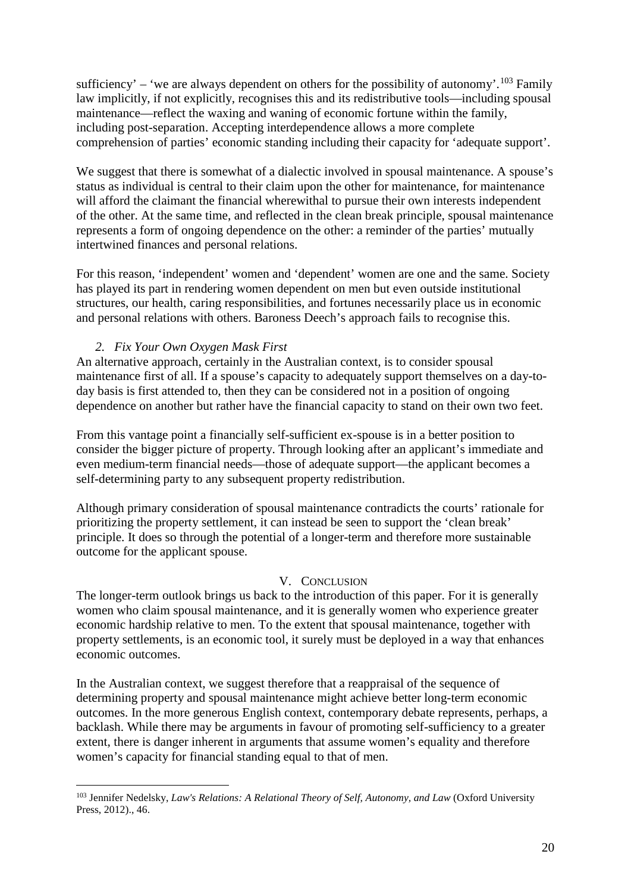sufficiency' – 'we are always dependent on others for the possibility of autonomy'.[103] Family law implicitly, if not explicitly, recognises this and its redistributive tools—including spousal maintenance—reflect the waxing and waning of economic fortune within the family, including post-separation. Accepting interdependence allows a more complete comprehension of parties' economic standing including their capacity for 'adequate support'.

We suggest that there is somewhat of a dialectic involved in spousal maintenance. A spouse's status as individual is central to their claim upon the other for maintenance, for maintenance will afford the claimant the financial wherewithal to pursue their own interests independent of the other. At the same time, and reflected in the clean break principle, spousal maintenance represents a form of ongoing dependence on the other: a reminder of the parties' mutually intertwined finances and personal relations.

For this reason, 'independent' women and 'dependent' women are one and the same. Society has played its part in rendering women dependent on men but even outside institutional structures, our health, caring responsibilities, and fortunes necessarily place us in economic and personal relations with others. Baroness Deech's approach fails to recognise this.

### *2. Fix Your Own Oxygen Mask First*

An alternative approach, certainly in the Australian context, is to consider spousal maintenance first of all. If a spouse's capacity to adequately support themselves on a day-to-day basis is first attended to, then they can be considered not in a position of ongoing dependence on another but rather have the financial capacity to stand on their own two feet.

From this vantage point a financially self-sufficient ex-spouse is in a better position to consider the bigger picture of property. Through looking after an applicant's immediate and even medium-term financial needs—those of adequate support—the applicant becomes a self-determining party to any subsequent property redistribution.

Although primary consideration of spousal maintenance contradicts the courts' rationale for prioritizing the property settlement, it can instead be seen to support the 'clean break' principle. It does so through the potential of a longer-term and therefore more sustainable outcome for the applicant spouse.

## V. Conclusion

The longer-term outlook brings us back to the introduction of this paper. For it is generally women who claim spousal maintenance, and it is generally women who experience greater economic hardship relative to men. To the extent that spousal maintenance, together with property settlements, is an economic tool, it surely must be deployed in a way that enhances economic outcomes.

In the Australian context, we suggest therefore that a reappraisal of the sequence of determining property and spousal maintenance might achieve better long-term economic outcomes. In the more generous English context, contemporary debate represents, perhaps, a backlash. While there may be arguments in favour of promoting self-sufficiency to a greater extent, there is danger inherent in arguments that assume women's equality and therefore women's capacity for financial standing equal to that of men.

---

[103] Jennifer Nedelsky, *Law's Relations: A Relational Theory of Self, Autonomy, and Law* (Oxford University Press, 2012)., 46.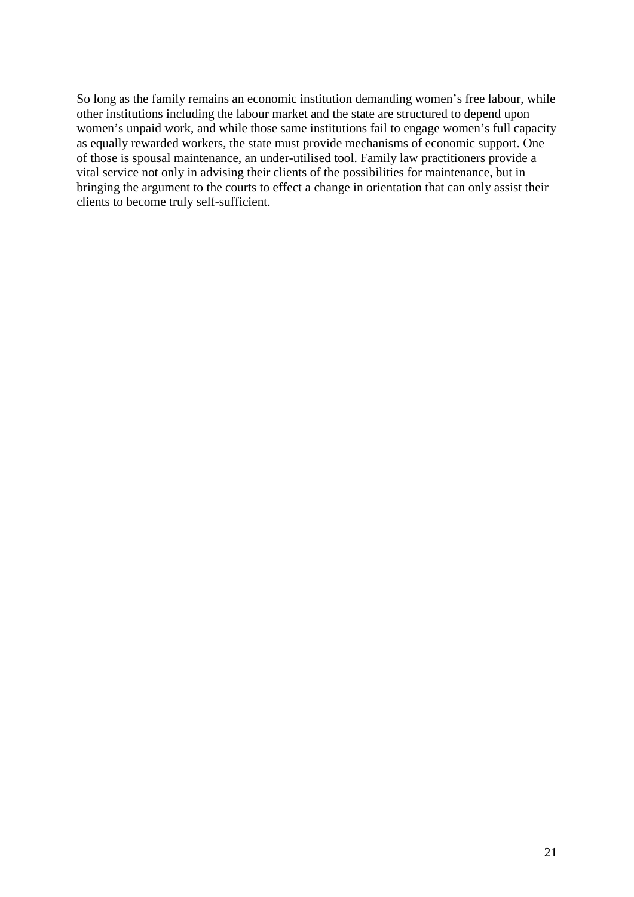So long as the family remains an economic institution demanding women's free labour, while other institutions including the labour market and the state are structured to depend upon women's unpaid work, and while those same institutions fail to engage women's full capacity as equally rewarded workers, the state must provide mechanisms of economic support. One of those is spousal maintenance, an under-utilised tool. Family law practitioners provide a vital service not only in advising their clients of the possibilities for maintenance, but in bringing the argument to the courts to effect a change in orientation that can only assist their clients to become truly self-sufficient.